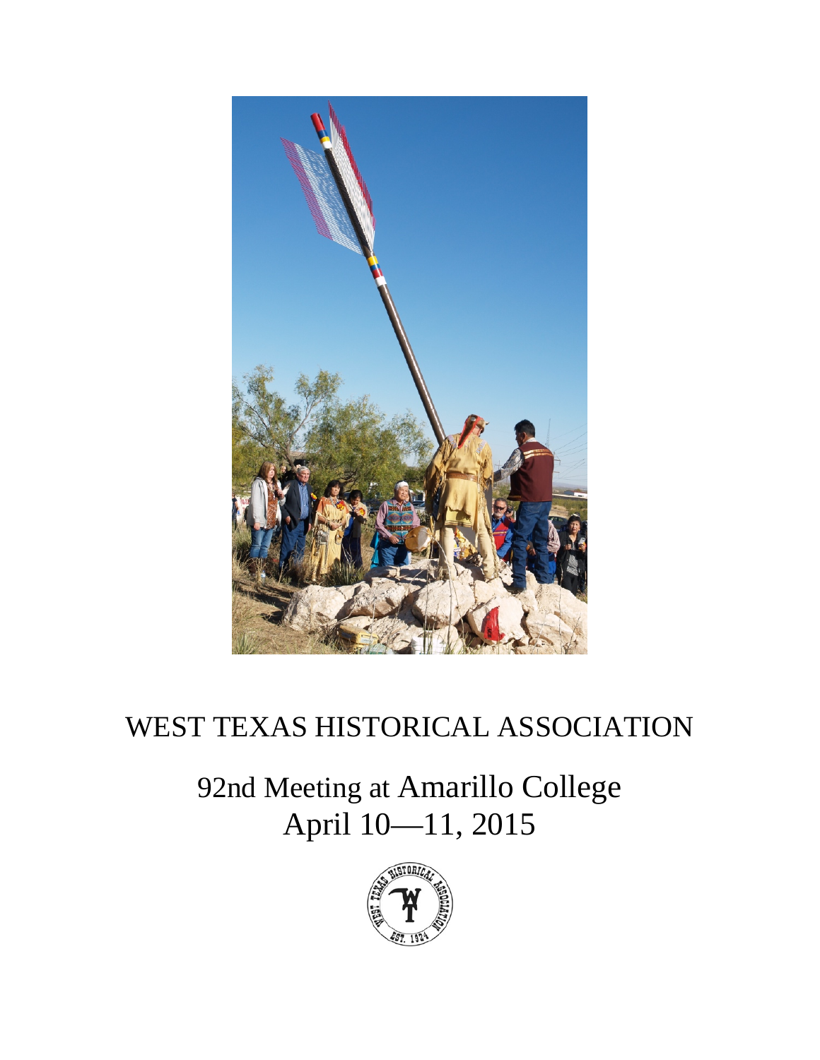# WEST TEXAS HISTORICAL ASSOCIATION

## 92nd Meeting at Amarillo College
## April 10—11, 2015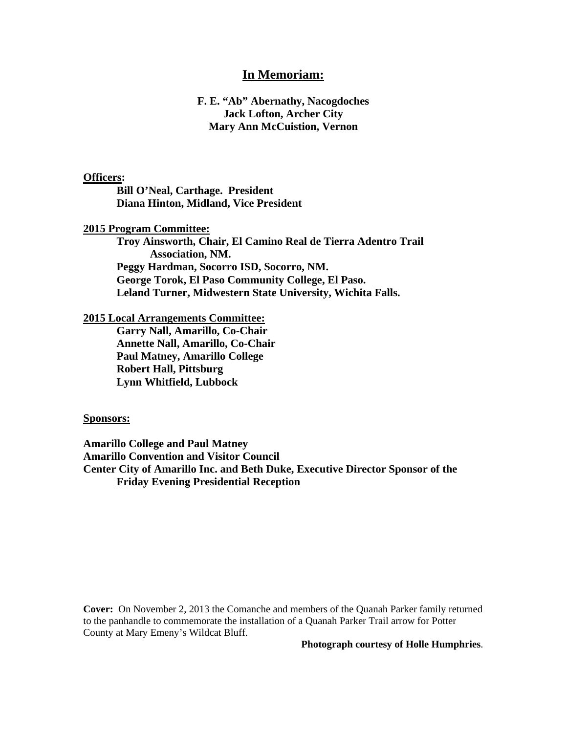## In Memoriam:

**F. E. "Ab" Abernathy, Nacogdoches**
**Jack Lofton, Archer City**
**Mary Ann McCuistion, Vernon**

**Officers:**

**Bill O'Neal, Carthage. President**
**Diana Hinton, Midland, Vice President**

**2015 Program Committee:**

**Troy Ainsworth, Chair, El Camino Real de Tierra Adentro Trail Association, NM.**
**Peggy Hardman, Socorro ISD, Socorro, NM.**
**George Torok, El Paso Community College, El Paso.**
**Leland Turner, Midwestern State University, Wichita Falls.**

**2015 Local Arrangements Committee:**

**Garry Nall, Amarillo, Co-Chair**
**Annette Nall, Amarillo, Co-Chair**
**Paul Matney, Amarillo College**
**Robert Hall, Pittsburg**
**Lynn Whitfield, Lubbock**

**Sponsors:**

**Amarillo College and Paul Matney**
**Amarillo Convention and Visitor Council**
**Center City of Amarillo Inc. and Beth Duke, Executive Director Sponsor of the Friday Evening Presidential Reception**

**Cover:** On November 2, 2013 the Comanche and members of the Quanah Parker family returned to the panhandle to commemorate the installation of a Quanah Parker Trail arrow for Potter County at Mary Emeny's Wildcat Bluff.

**Photograph courtesy of Holle Humphries**.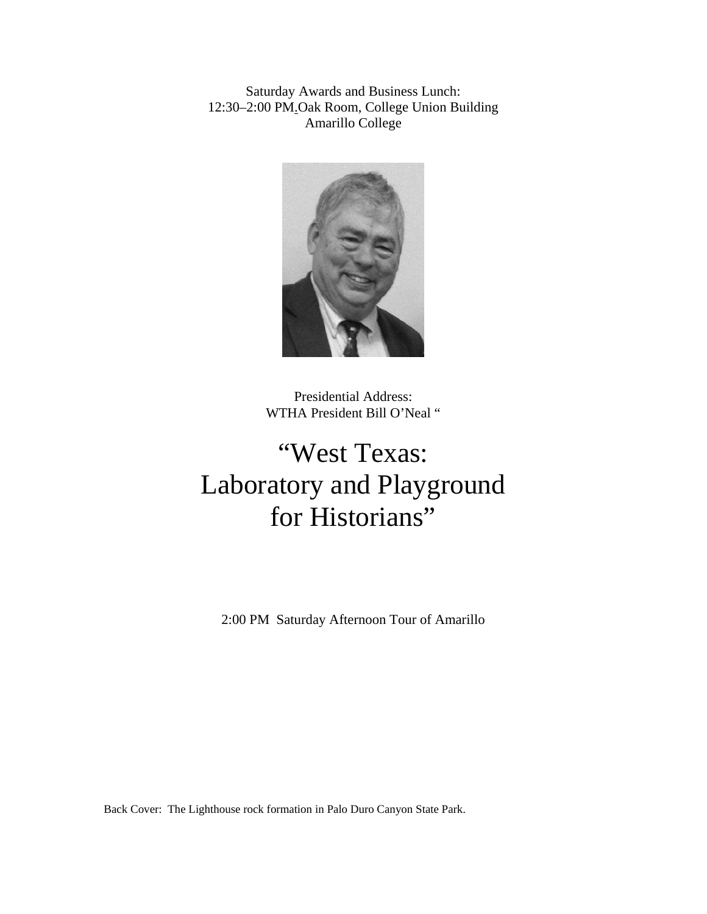Saturday Awards and Business Lunch:
12:30–2:00 PM. Oak Room, College Union Building
Amarillo College

Presidential Address:
WTHA President Bill O'Neal "

# "West Texas: Laboratory and Playground for Historians"

2:00 PM Saturday Afternoon Tour of Amarillo

Back Cover: The Lighthouse rock formation in Palo Duro Canyon State Park.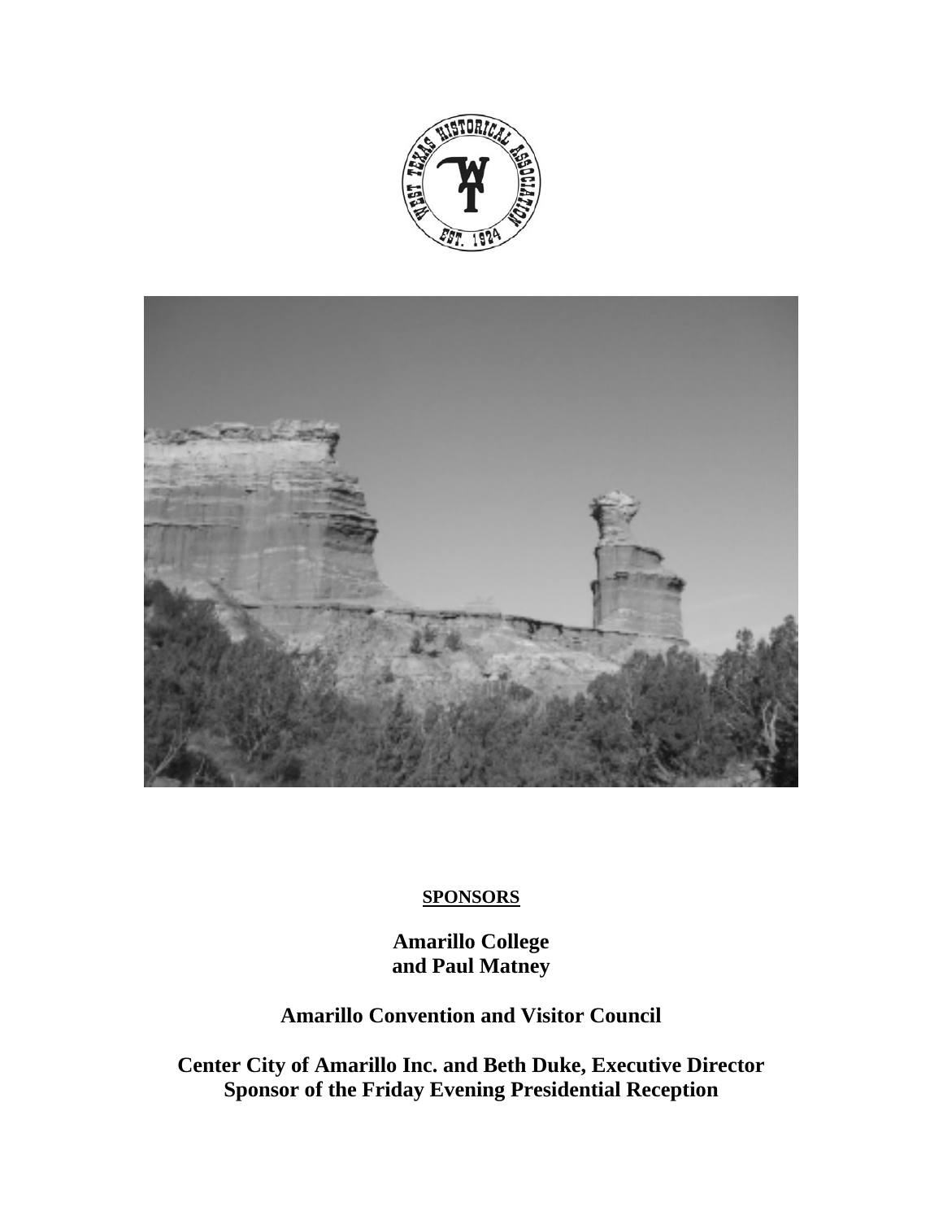**SPONSORS**

**Amarillo College**
**and Paul Matney**

**Amarillo Convention and Visitor Council**

**Center City of Amarillo Inc. and Beth Duke, Executive Director**
**Sponsor of the Friday Evening Presidential Reception**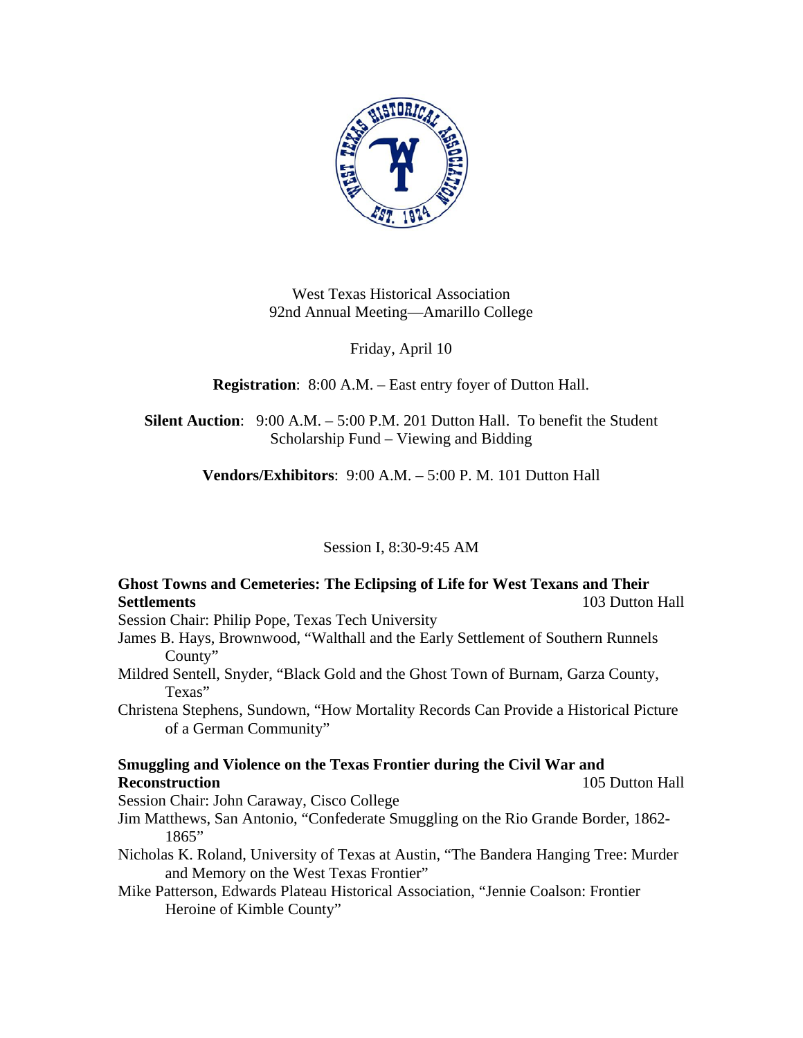West Texas Historical Association
92nd Annual Meeting—Amarillo College

Friday, April 10

**Registration**: 8:00 A.M. – East entry foyer of Dutton Hall.

**Silent Auction**: 9:00 A.M. – 5:00 P.M. 201 Dutton Hall. To benefit the Student Scholarship Fund – Viewing and Bidding

**Vendors/Exhibitors**: 9:00 A.M. – 5:00 P. M. 101 Dutton Hall

## Session I, 8:30-9:45 AM

**Ghost Towns and Cemeteries: The Eclipsing of Life for West Texans and Their Settlements** 103 Dutton Hall

Session Chair: Philip Pope, Texas Tech University

James B. Hays, Brownwood, "Walthall and the Early Settlement of Southern Runnels County"

Mildred Sentell, Snyder, "Black Gold and the Ghost Town of Burnam, Garza County, Texas"

Christena Stephens, Sundown, "How Mortality Records Can Provide a Historical Picture of a German Community"

**Smuggling and Violence on the Texas Frontier during the Civil War and Reconstruction** 105 Dutton Hall

Session Chair: John Caraway, Cisco College

Jim Matthews, San Antonio, "Confederate Smuggling on the Rio Grande Border, 1862-1865"

Nicholas K. Roland, University of Texas at Austin, "The Bandera Hanging Tree: Murder and Memory on the West Texas Frontier"

Mike Patterson, Edwards Plateau Historical Association, "Jennie Coalson: Frontier Heroine of Kimble County"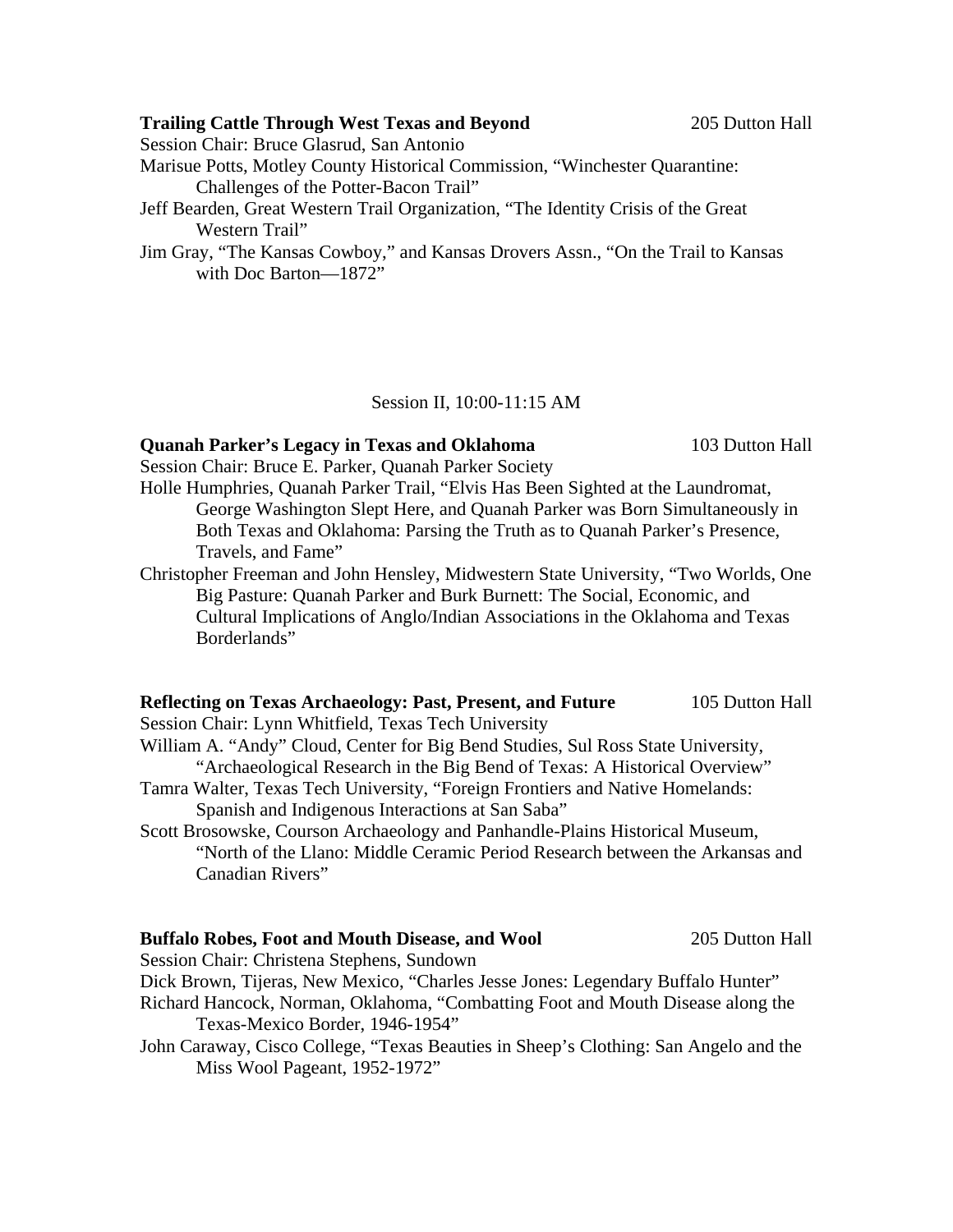**Trailing Cattle Through West Texas and Beyond** 205 Dutton Hall

Session Chair: Bruce Glasrud, San Antonio

Marisue Potts, Motley County Historical Commission, "Winchester Quarantine: Challenges of the Potter-Bacon Trail"

Jeff Bearden, Great Western Trail Organization, "The Identity Crisis of the Great Western Trail"

Jim Gray, "The Kansas Cowboy," and Kansas Drovers Assn., "On the Trail to Kansas with Doc Barton—1872"

Session II, 10:00-11:15 AM

**Quanah Parker's Legacy in Texas and Oklahoma** 103 Dutton Hall

Session Chair: Bruce E. Parker, Quanah Parker Society

Holle Humphries, Quanah Parker Trail, "Elvis Has Been Sighted at the Laundromat, George Washington Slept Here, and Quanah Parker was Born Simultaneously in Both Texas and Oklahoma: Parsing the Truth as to Quanah Parker's Presence, Travels, and Fame"

Christopher Freeman and John Hensley, Midwestern State University, "Two Worlds, One Big Pasture: Quanah Parker and Burk Burnett: The Social, Economic, and Cultural Implications of Anglo/Indian Associations in the Oklahoma and Texas Borderlands"

**Reflecting on Texas Archaeology: Past, Present, and Future** 105 Dutton Hall

Session Chair: Lynn Whitfield, Texas Tech University

William A. "Andy" Cloud, Center for Big Bend Studies, Sul Ross State University, "Archaeological Research in the Big Bend of Texas: A Historical Overview"

Tamra Walter, Texas Tech University, "Foreign Frontiers and Native Homelands: Spanish and Indigenous Interactions at San Saba"

Scott Brosowske, Courson Archaeology and Panhandle-Plains Historical Museum, "North of the Llano: Middle Ceramic Period Research between the Arkansas and Canadian Rivers"

**Buffalo Robes, Foot and Mouth Disease, and Wool** 205 Dutton Hall

Session Chair: Christena Stephens, Sundown

Dick Brown, Tijeras, New Mexico, "Charles Jesse Jones: Legendary Buffalo Hunter"

Richard Hancock, Norman, Oklahoma, "Combatting Foot and Mouth Disease along the Texas-Mexico Border, 1946-1954"

John Caraway, Cisco College, "Texas Beauties in Sheep's Clothing: San Angelo and the Miss Wool Pageant, 1952-1972"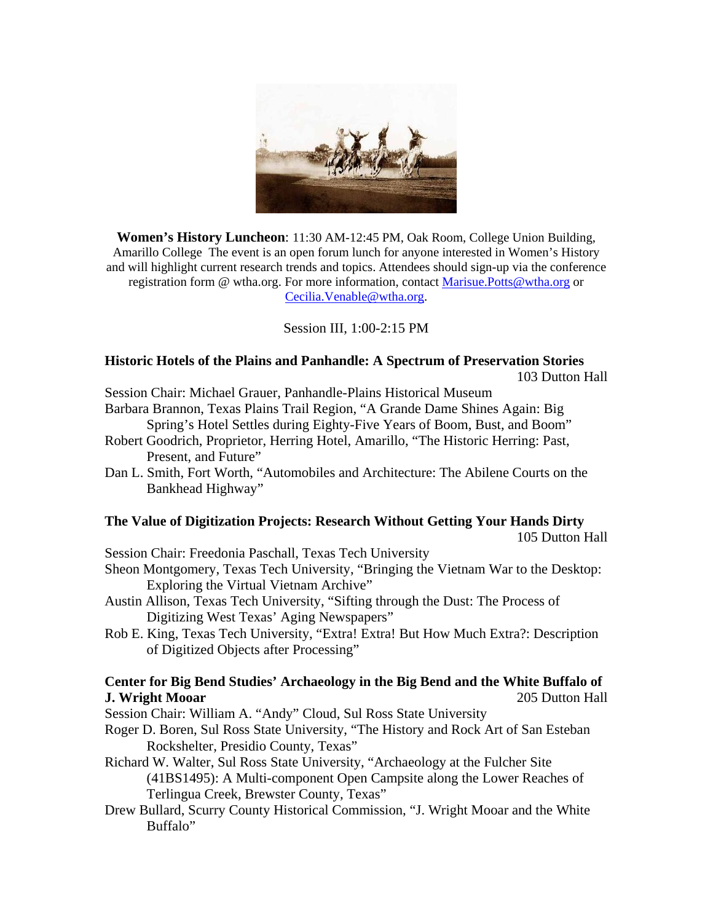**Women's History Luncheon**: 11:30 AM-12:45 PM, Oak Room, College Union Building, Amarillo College The event is an open forum lunch for anyone interested in Women's History and will highlight current research trends and topics. Attendees should sign-up via the conference registration form @ wtha.org. For more information, contact Marisue.Potts@wtha.org or Cecilia.Venable@wtha.org.

Session III, 1:00-2:15 PM

**Historic Hotels of the Plains and Panhandle: A Spectrum of Preservation Stories**
103 Dutton Hall

Session Chair: Michael Grauer, Panhandle-Plains Historical Museum

Barbara Brannon, Texas Plains Trail Region, "A Grande Dame Shines Again: Big Spring's Hotel Settles during Eighty-Five Years of Boom, Bust, and Boom"

Robert Goodrich, Proprietor, Herring Hotel, Amarillo, "The Historic Herring: Past, Present, and Future"

Dan L. Smith, Fort Worth, "Automobiles and Architecture: The Abilene Courts on the Bankhead Highway"

**The Value of Digitization Projects: Research Without Getting Your Hands Dirty**
105 Dutton Hall

Session Chair: Freedonia Paschall, Texas Tech University

Sheon Montgomery, Texas Tech University, "Bringing the Vietnam War to the Desktop: Exploring the Virtual Vietnam Archive"

Austin Allison, Texas Tech University, "Sifting through the Dust: The Process of Digitizing West Texas' Aging Newspapers"

Rob E. King, Texas Tech University, "Extra! Extra! But How Much Extra?: Description of Digitized Objects after Processing"

**Center for Big Bend Studies' Archaeology in the Big Bend and the White Buffalo of J. Wright Mooar**
205 Dutton Hall

Session Chair: William A. "Andy" Cloud, Sul Ross State University

Roger D. Boren, Sul Ross State University, "The History and Rock Art of San Esteban Rockshelter, Presidio County, Texas"

Richard W. Walter, Sul Ross State University, "Archaeology at the Fulcher Site (41BS1495): A Multi-component Open Campsite along the Lower Reaches of Terlingua Creek, Brewster County, Texas"

Drew Bullard, Scurry County Historical Commission, "J. Wright Mooar and the White Buffalo"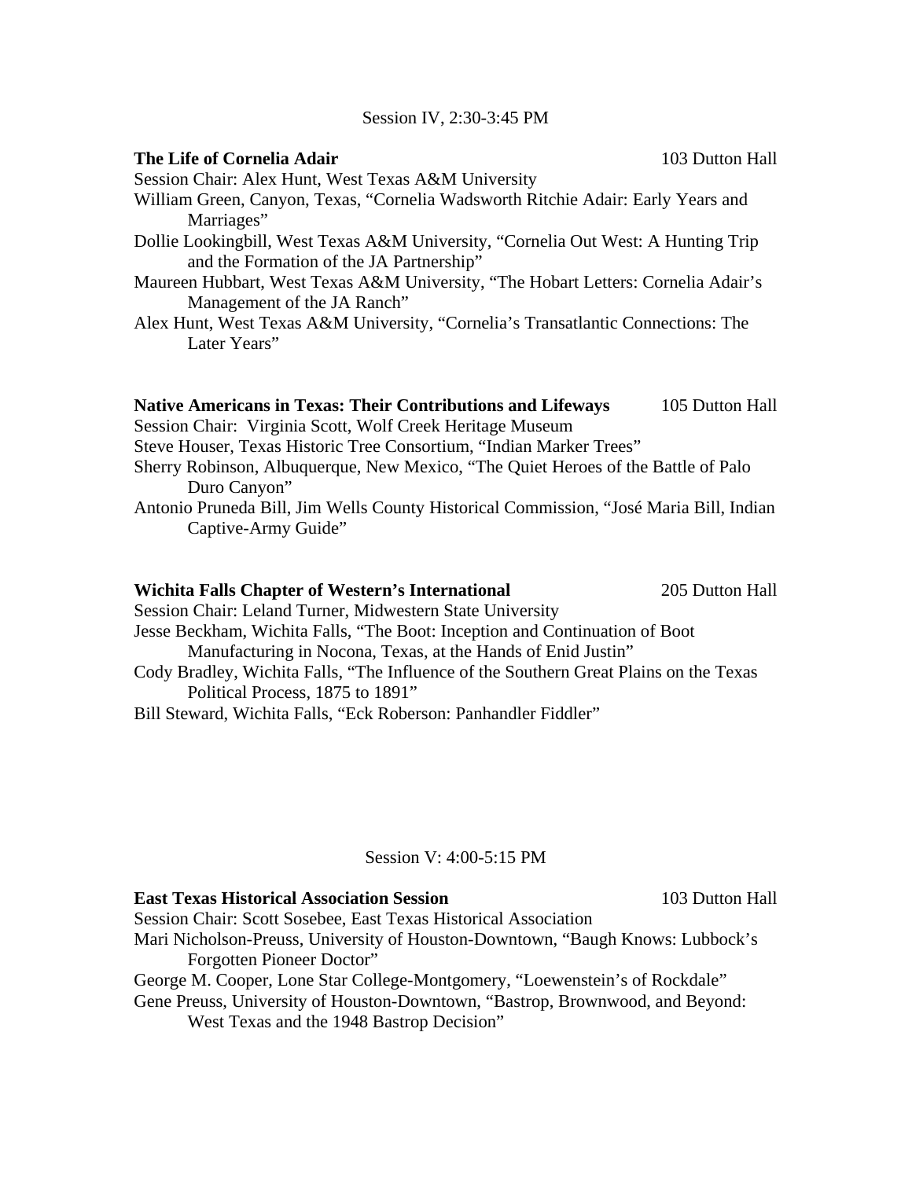Session IV, 2:30-3:45 PM

**The Life of Cornelia Adair** 103 Dutton Hall

Session Chair: Alex Hunt, West Texas A&M University

William Green, Canyon, Texas, "Cornelia Wadsworth Ritchie Adair: Early Years and Marriages"

Dollie Lookingbill, West Texas A&M University, "Cornelia Out West: A Hunting Trip and the Formation of the JA Partnership"

Maureen Hubbart, West Texas A&M University, "The Hobart Letters: Cornelia Adair's Management of the JA Ranch"

Alex Hunt, West Texas A&M University, "Cornelia's Transatlantic Connections: The Later Years"

**Native Americans in Texas: Their Contributions and Lifeways** 105 Dutton Hall

Session Chair: Virginia Scott, Wolf Creek Heritage Museum

Steve Houser, Texas Historic Tree Consortium, "Indian Marker Trees"

Sherry Robinson, Albuquerque, New Mexico, "The Quiet Heroes of the Battle of Palo Duro Canyon"

Antonio Pruneda Bill, Jim Wells County Historical Commission, "José Maria Bill, Indian Captive-Army Guide"

**Wichita Falls Chapter of Western's International** 205 Dutton Hall

Session Chair: Leland Turner, Midwestern State University

Jesse Beckham, Wichita Falls, "The Boot: Inception and Continuation of Boot Manufacturing in Nocona, Texas, at the Hands of Enid Justin"

Cody Bradley, Wichita Falls, "The Influence of the Southern Great Plains on the Texas Political Process, 1875 to 1891"

Bill Steward, Wichita Falls, "Eck Roberson: Panhandler Fiddler"

Session V: 4:00-5:15 PM

**East Texas Historical Association Session** 103 Dutton Hall

Session Chair: Scott Sosebee, East Texas Historical Association

Mari Nicholson-Preuss, University of Houston-Downtown, "Baugh Knows: Lubbock's Forgotten Pioneer Doctor"

George M. Cooper, Lone Star College-Montgomery, "Loewenstein's of Rockdale"

Gene Preuss, University of Houston-Downtown, "Bastrop, Brownwood, and Beyond: West Texas and the 1948 Bastrop Decision"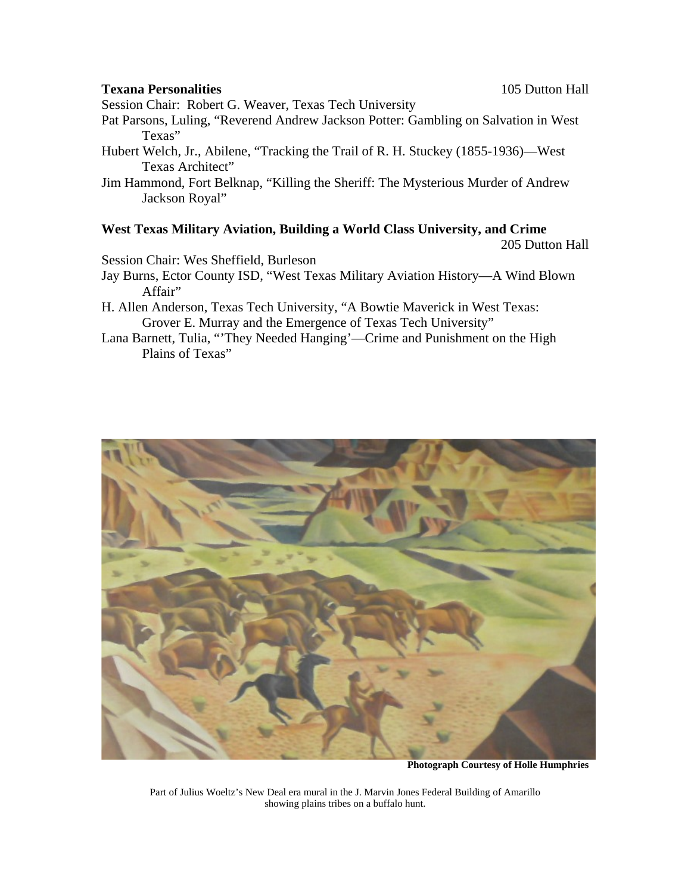**Texana Personalities** 105 Dutton Hall

Session Chair: Robert G. Weaver, Texas Tech University

Pat Parsons, Luling, "Reverend Andrew Jackson Potter: Gambling on Salvation in West Texas"

Hubert Welch, Jr., Abilene, "Tracking the Trail of R. H. Stuckey (1855-1936)—West Texas Architect"

Jim Hammond, Fort Belknap, "Killing the Sheriff: The Mysterious Murder of Andrew Jackson Royal"

**West Texas Military Aviation, Building a World Class University, and Crime** 205 Dutton Hall

Session Chair: Wes Sheffield, Burleson

Jay Burns, Ector County ISD, "West Texas Military Aviation History—A Wind Blown Affair"

H. Allen Anderson, Texas Tech University, "A Bowtie Maverick in West Texas: Grover E. Murray and the Emergence of Texas Tech University"

Lana Barnett, Tulia, "'They Needed Hanging'—Crime and Punishment on the High Plains of Texas"

**Photograph Courtesy of Holle Humphries**

Part of Julius Woeltz's New Deal era mural in the J. Marvin Jones Federal Building of Amarillo showing plains tribes on a buffalo hunt.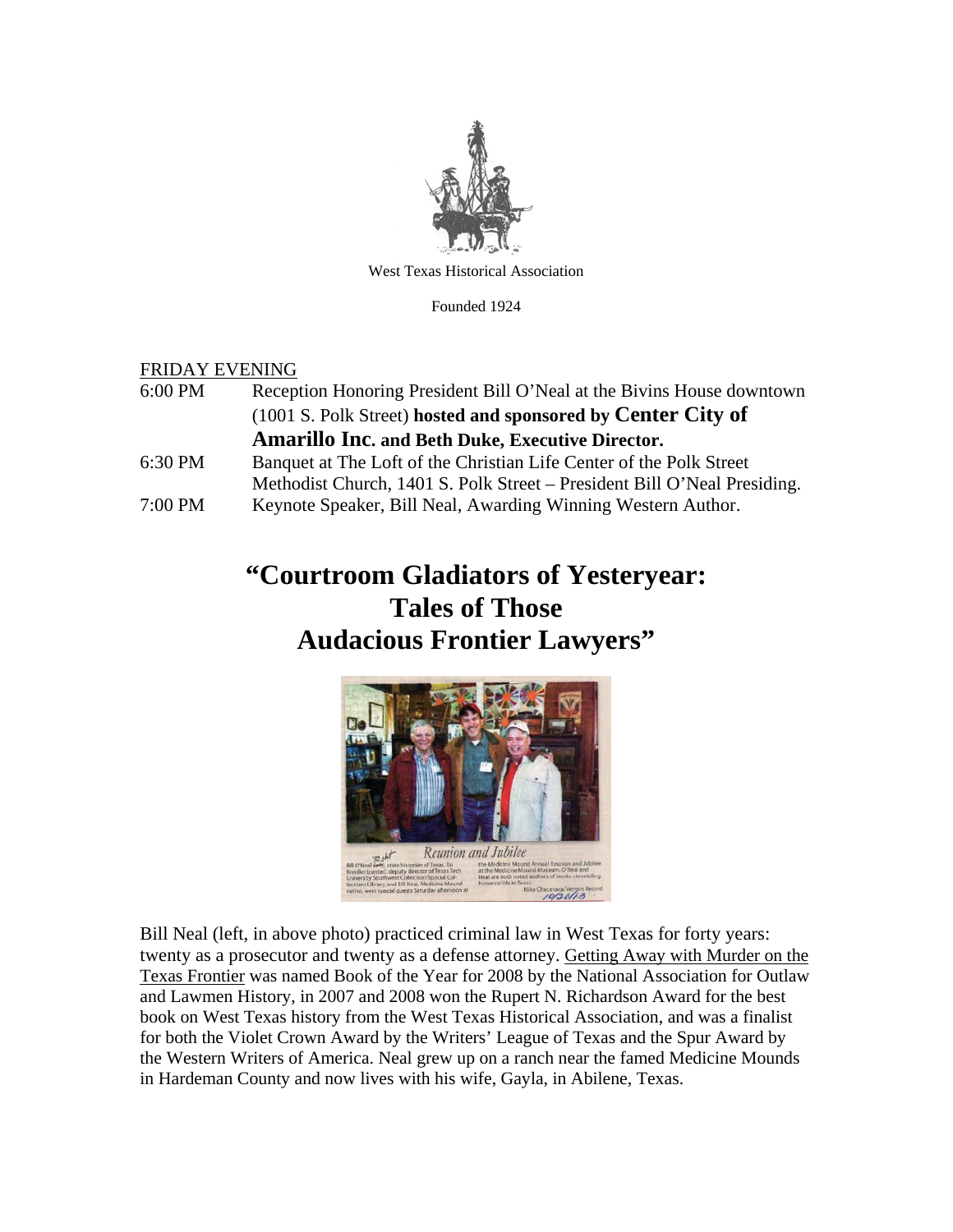West Texas Historical Association

Founded 1924

FRIDAY EVENING

| | |
|---|---|
| 6:00 PM | Reception Honoring President Bill O'Neal at the Bivins House downtown (1001 S. Polk Street) **hosted and sponsored by Center City of Amarillo Inc. and Beth Duke, Executive Director.** |
| 6:30 PM | Banquet at The Loft of the Christian Life Center of the Polk Street Methodist Church, 1401 S. Polk Street – President Bill O'Neal Presiding. |
| 7:00 PM | Keynote Speaker, Bill Neal, Awarding Winning Western Author. |

# "Courtroom Gladiators of Yesteryear: Tales of Those Audacious Frontier Lawyers"

Reunion and Jubilee

Bill O'Neal (right), state historian of Texas, Tai Kreidler (center), deputy director of Texas Tech University Southwest Collection/Special Collections Library, and Bill Neal, Medicine Mound native, were special guests Saturday afternoon at the Medicine Mound Annual Reunion and Jubilee at the Medicine Mound Museum. O'Neal and Neal are both noted authors of books chronicling historical life in Texas.

Mike Chacanaca/Vernon Record

Bill Neal (left, in above photo) practiced criminal law in West Texas for forty years: twenty as a prosecutor and twenty as a defense attorney. Getting Away with Murder on the Texas Frontier was named Book of the Year for 2008 by the National Association for Outlaw and Lawmen History, in 2007 and 2008 won the Rupert N. Richardson Award for the best book on West Texas history from the West Texas Historical Association, and was a finalist for both the Violet Crown Award by the Writers' League of Texas and the Spur Award by the Western Writers of America. Neal grew up on a ranch near the famed Medicine Mounds in Hardeman County and now lives with his wife, Gayla, in Abilene, Texas.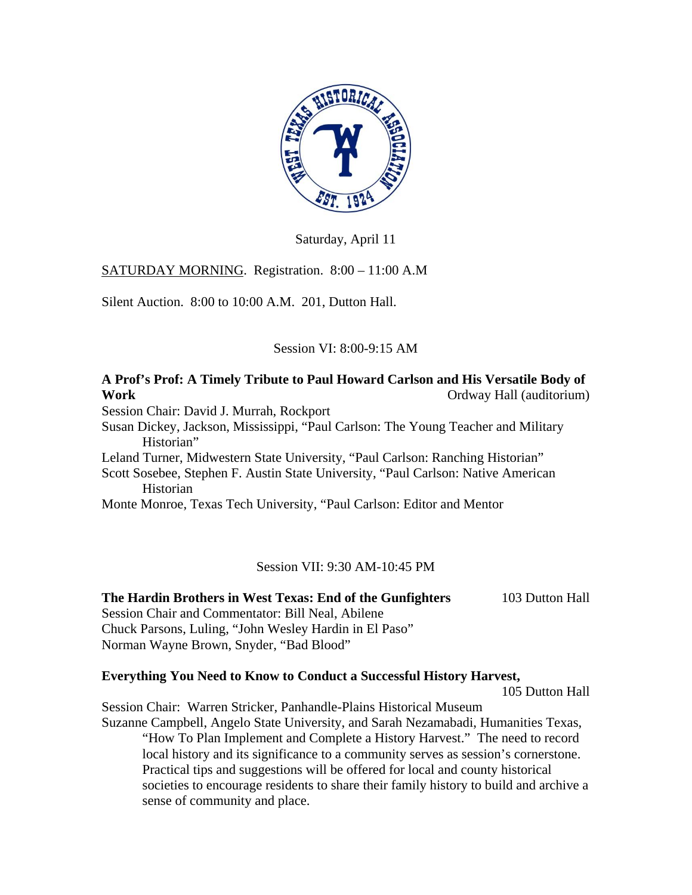Saturday, April 11

SATURDAY MORNING. Registration. 8:00 – 11:00 A.M

Silent Auction. 8:00 to 10:00 A.M. 201, Dutton Hall.

Session VI: 8:00-9:15 AM

**A Prof's Prof: A Timely Tribute to Paul Howard Carlson and His Versatile Body of Work** Ordway Hall (auditorium)

Session Chair: David J. Murrah, Rockport

Susan Dickey, Jackson, Mississippi, "Paul Carlson: The Young Teacher and Military Historian"

Leland Turner, Midwestern State University, "Paul Carlson: Ranching Historian"

Scott Sosebee, Stephen F. Austin State University, "Paul Carlson: Native American Historian

Monte Monroe, Texas Tech University, "Paul Carlson: Editor and Mentor

Session VII: 9:30 AM-10:45 PM

**The Hardin Brothers in West Texas: End of the Gunfighters** 103 Dutton Hall

Session Chair and Commentator: Bill Neal, Abilene

Chuck Parsons, Luling, "John Wesley Hardin in El Paso"

Norman Wayne Brown, Snyder, "Bad Blood"

**Everything You Need to Know to Conduct a Successful History Harvest,** 105 Dutton Hall

Session Chair: Warren Stricker, Panhandle-Plains Historical Museum

Suzanne Campbell, Angelo State University, and Sarah Nezamabadi, Humanities Texas, "How To Plan Implement and Complete a History Harvest." The need to record local history and its significance to a community serves as session's cornerstone. Practical tips and suggestions will be offered for local and county historical societies to encourage residents to share their family history to build and archive a sense of community and place.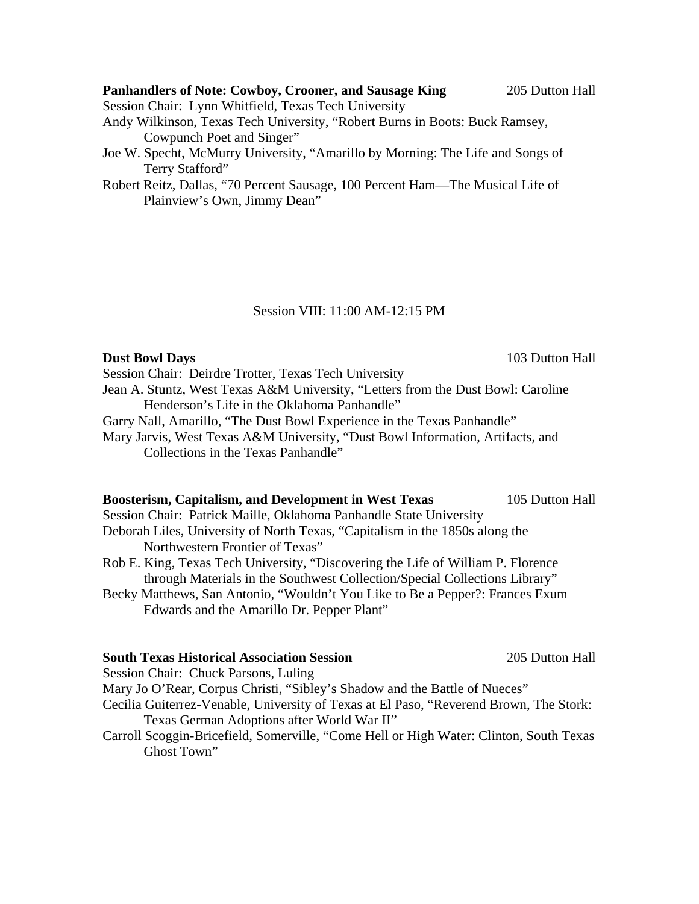**Panhandlers of Note: Cowboy, Crooner, and Sausage King** 205 Dutton Hall

Session Chair: Lynn Whitfield, Texas Tech University

Andy Wilkinson, Texas Tech University, "Robert Burns in Boots: Buck Ramsey, Cowpunch Poet and Singer"

Joe W. Specht, McMurry University, "Amarillo by Morning: The Life and Songs of Terry Stafford"

Robert Reitz, Dallas, "70 Percent Sausage, 100 Percent Ham—The Musical Life of Plainview's Own, Jimmy Dean"

Session VIII: 11:00 AM-12:15 PM

**Dust Bowl Days** 103 Dutton Hall

Session Chair: Deirdre Trotter, Texas Tech University

Jean A. Stuntz, West Texas A&M University, "Letters from the Dust Bowl: Caroline Henderson's Life in the Oklahoma Panhandle"

Garry Nall, Amarillo, "The Dust Bowl Experience in the Texas Panhandle"

Mary Jarvis, West Texas A&M University, "Dust Bowl Information, Artifacts, and Collections in the Texas Panhandle"

**Boosterism, Capitalism, and Development in West Texas** 105 Dutton Hall

Session Chair: Patrick Maille, Oklahoma Panhandle State University

Deborah Liles, University of North Texas, "Capitalism in the 1850s along the Northwestern Frontier of Texas"

Rob E. King, Texas Tech University, "Discovering the Life of William P. Florence through Materials in the Southwest Collection/Special Collections Library"

Becky Matthews, San Antonio, "Wouldn't You Like to Be a Pepper?: Frances Exum Edwards and the Amarillo Dr. Pepper Plant"

**South Texas Historical Association Session** 205 Dutton Hall

Session Chair: Chuck Parsons, Luling

Mary Jo O'Rear, Corpus Christi, "Sibley's Shadow and the Battle of Nueces"

Cecilia Guiterrez-Venable, University of Texas at El Paso, "Reverend Brown, The Stork: Texas German Adoptions after World War II"

Carroll Scoggin-Bricefield, Somerville, "Come Hell or High Water: Clinton, South Texas Ghost Town"